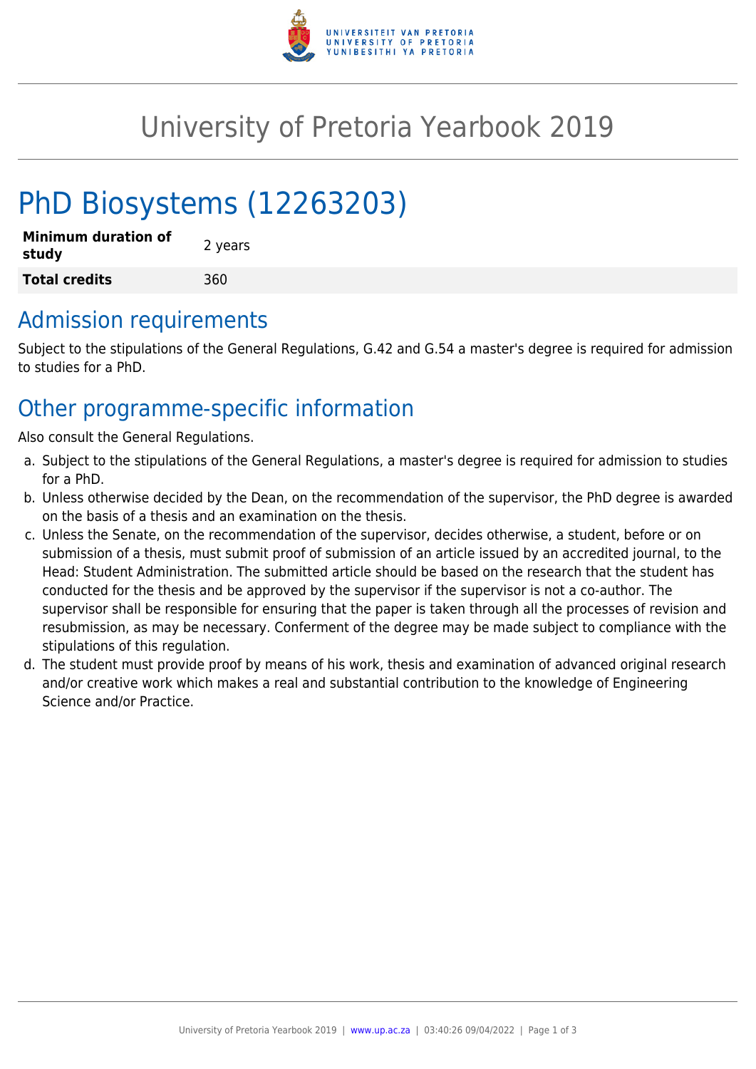# University of Pretoria Yearbook 2019

# PhD Biosystems (12263203)

| **Minimum duration of study** | 2 years |
|---|---|
| **Total credits** | 360 |

## Admission requirements

Subject to the stipulations of the General Regulations, G.42 and G.54 a master's degree is required for admission to studies for a PhD.

## Other programme-specific information

Also consult the General Regulations.

a. Subject to the stipulations of the General Regulations, a master's degree is required for admission to studies for a PhD.
b. Unless otherwise decided by the Dean, on the recommendation of the supervisor, the PhD degree is awarded on the basis of a thesis and an examination on the thesis.
c. Unless the Senate, on the recommendation of the supervisor, decides otherwise, a student, before or on submission of a thesis, must submit proof of submission of an article issued by an accredited journal, to the Head: Student Administration. The submitted article should be based on the research that the student has conducted for the thesis and be approved by the supervisor if the supervisor is not a co-author. The supervisor shall be responsible for ensuring that the paper is taken through all the processes of revision and resubmission, as may be necessary. Conferment of the degree may be made subject to compliance with the stipulations of this regulation.
d. The student must provide proof by means of his work, thesis and examination of advanced original research and/or creative work which makes a real and substantial contribution to the knowledge of Engineering Science and/or Practice.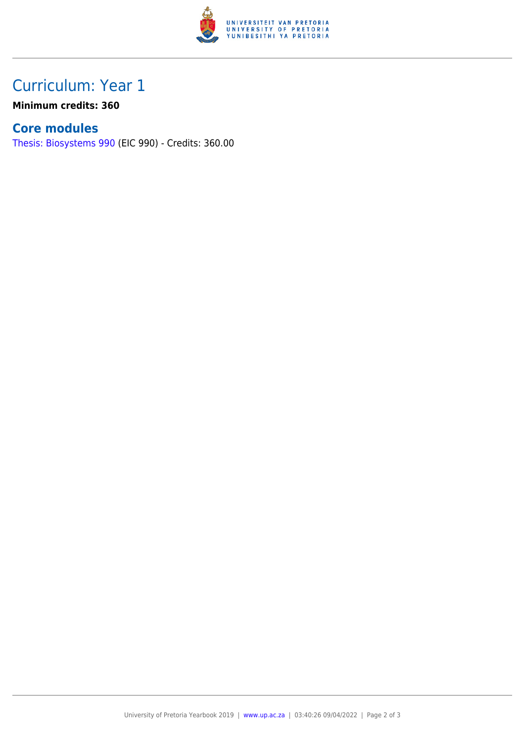# Curriculum: Year 1

**Minimum credits: 360**

## Core modules

Thesis: Biosystems 990 (EIC 990) - Credits: 360.00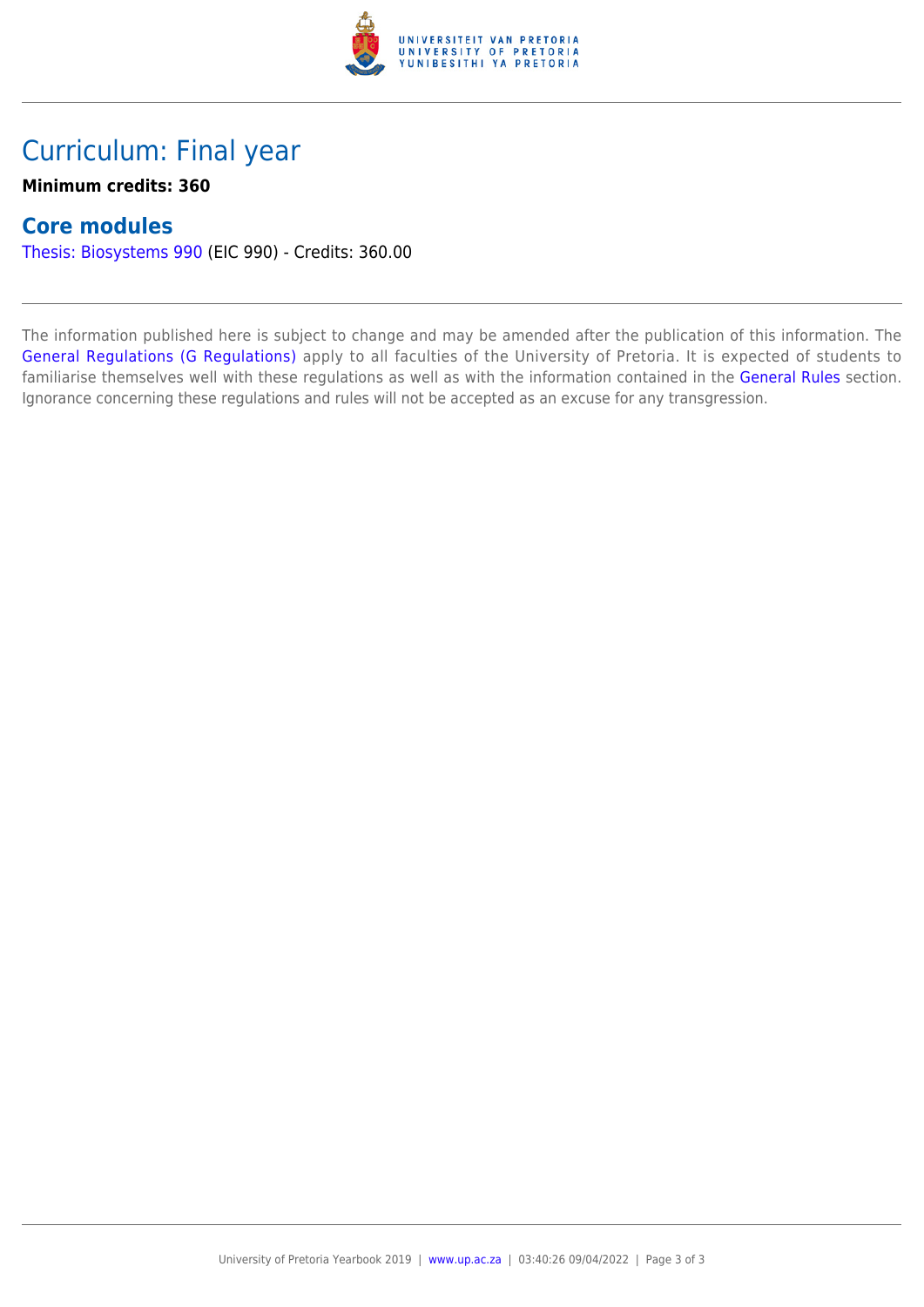## Curriculum: Final year

**Minimum credits: 360**

### Core modules

Thesis: Biosystems 990 (EIC 990) - Credits: 360.00

The information published here is subject to change and may be amended after the publication of this information. The General Regulations (G Regulations) apply to all faculties of the University of Pretoria. It is expected of students to familiarise themselves well with these regulations as well as with the information contained in the General Rules section. Ignorance concerning these regulations and rules will not be accepted as an excuse for any transgression.